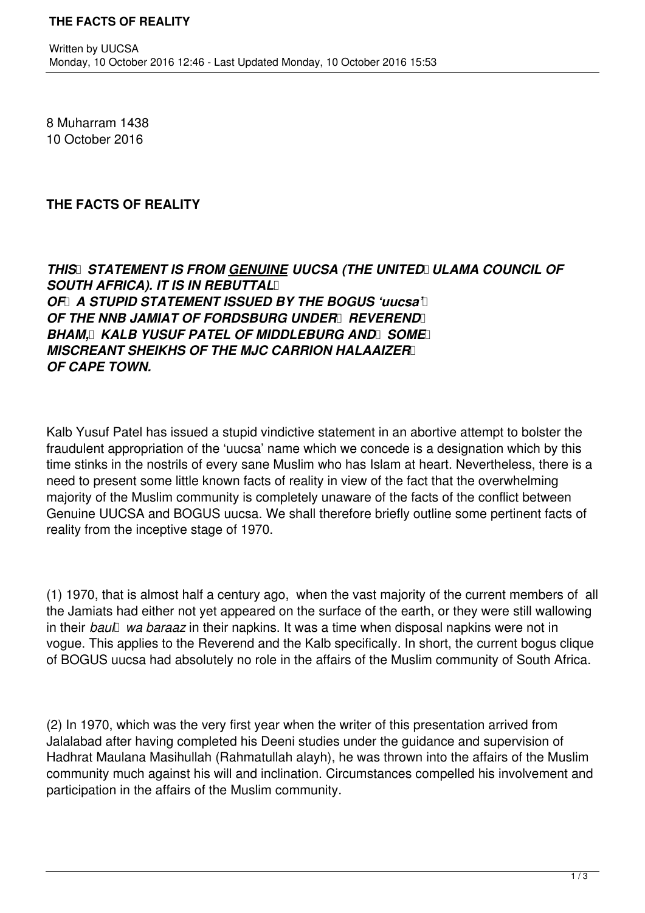8 Muharram 1438
10 October 2016

**THE FACTS OF REALITY**

***THIS STATEMENT IS FROM <u>GENUINE</u> UUCSA (THE UNITED ULAMA COUNCIL OF SOUTH AFRICA). IT IS IN REBUTTAL OF A STUPID STATEMENT ISSUED BY THE BOGUS 'uucsa' OF THE NNB JAMIAT OF FORDSBURG UNDER REVEREND BHAM, KALB YUSUF PATEL OF MIDDLEBURG AND SOME MISCREANT SHEIKHS OF THE MJC CARRION HALAAIZER OF CAPE TOWN.***

Kalb Yusuf Patel has issued a stupid vindictive statement in an abortive attempt to bolster the fraudulent appropriation of the 'uucsa' name which we concede is a designation which by this time stinks in the nostrils of every sane Muslim who has Islam at heart. Nevertheless, there is a need to present some little known facts of reality in view of the fact that the overwhelming majority of the Muslim community is completely unaware of the facts of the conflict between Genuine UUCSA and BOGUS uucsa. We shall therefore briefly outline some pertinent facts of reality from the inceptive stage of 1970.

(1) 1970, that is almost half a century ago, when the vast majority of the current members of all the Jamiats had either not yet appeared on the surface of the earth, or they were still wallowing in their *baul wa baraaz* in their napkins. It was a time when disposal napkins were not in vogue. This applies to the Reverend and the Kalb specifically. In short, the current bogus clique of BOGUS uucsa had absolutely no role in the affairs of the Muslim community of South Africa.

(2) In 1970, which was the very first year when the writer of this presentation arrived from Jalalabad after having completed his Deeni studies under the guidance and supervision of Hadhrat Maulana Masihullah (Rahmatullah alayh), he was thrown into the affairs of the Muslim community much against his will and inclination. Circumstances compelled his involvement and participation in the affairs of the Muslim community.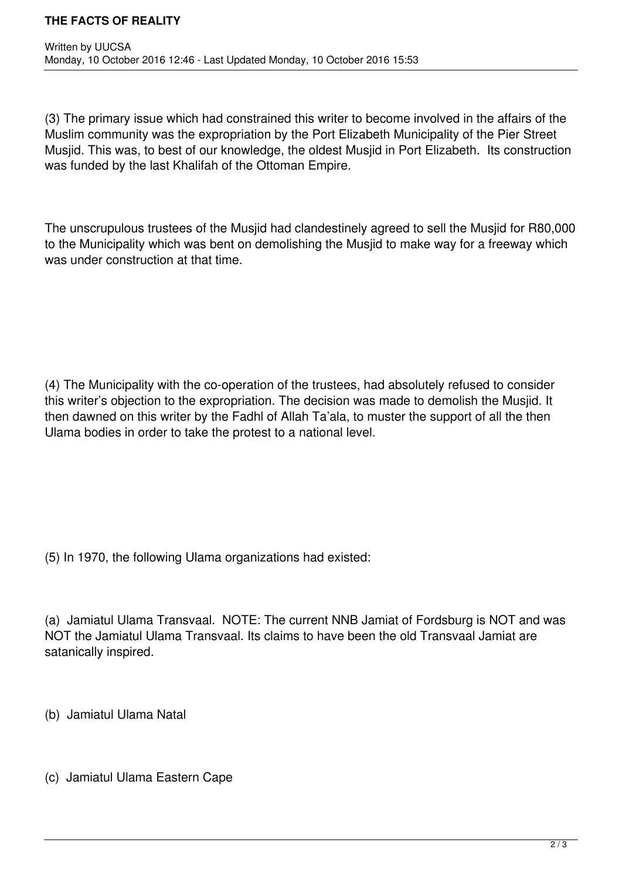(3) The primary issue which had constrained this writer to become involved in the affairs of the Muslim community was the expropriation by the Port Elizabeth Municipality of the Pier Street Musjid. This was, to best of our knowledge, the oldest Musjid in Port Elizabeth. Its construction was funded by the last Khalifah of the Ottoman Empire.

The unscrupulous trustees of the Musjid had clandestinely agreed to sell the Musjid for R80,000 to the Municipality which was bent on demolishing the Musjid to make way for a freeway which was under construction at that time.

(4) The Municipality with the co-operation of the trustees, had absolutely refused to consider this writer's objection to the expropriation. The decision was made to demolish the Musjid. It then dawned on this writer by the Fadhl of Allah Ta'ala, to muster the support of all the then Ulama bodies in order to take the protest to a national level.

(5) In 1970, the following Ulama organizations had existed:

(a) Jamiatul Ulama Transvaal. NOTE: The current NNB Jamiat of Fordsburg is NOT and was NOT the Jamiatul Ulama Transvaal. Its claims to have been the old Transvaal Jamiat are satanically inspired.

(b) Jamiatul Ulama Natal

(c) Jamiatul Ulama Eastern Cape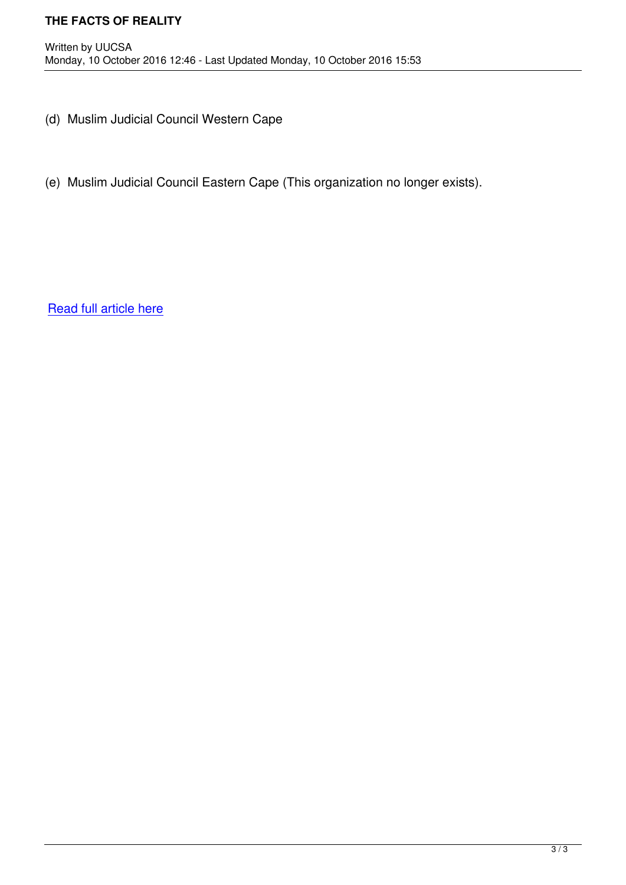(d) Muslim Judicial Council Western Cape

(e) Muslim Judicial Council Eastern Cape (This organization no longer exists).

Read full article here